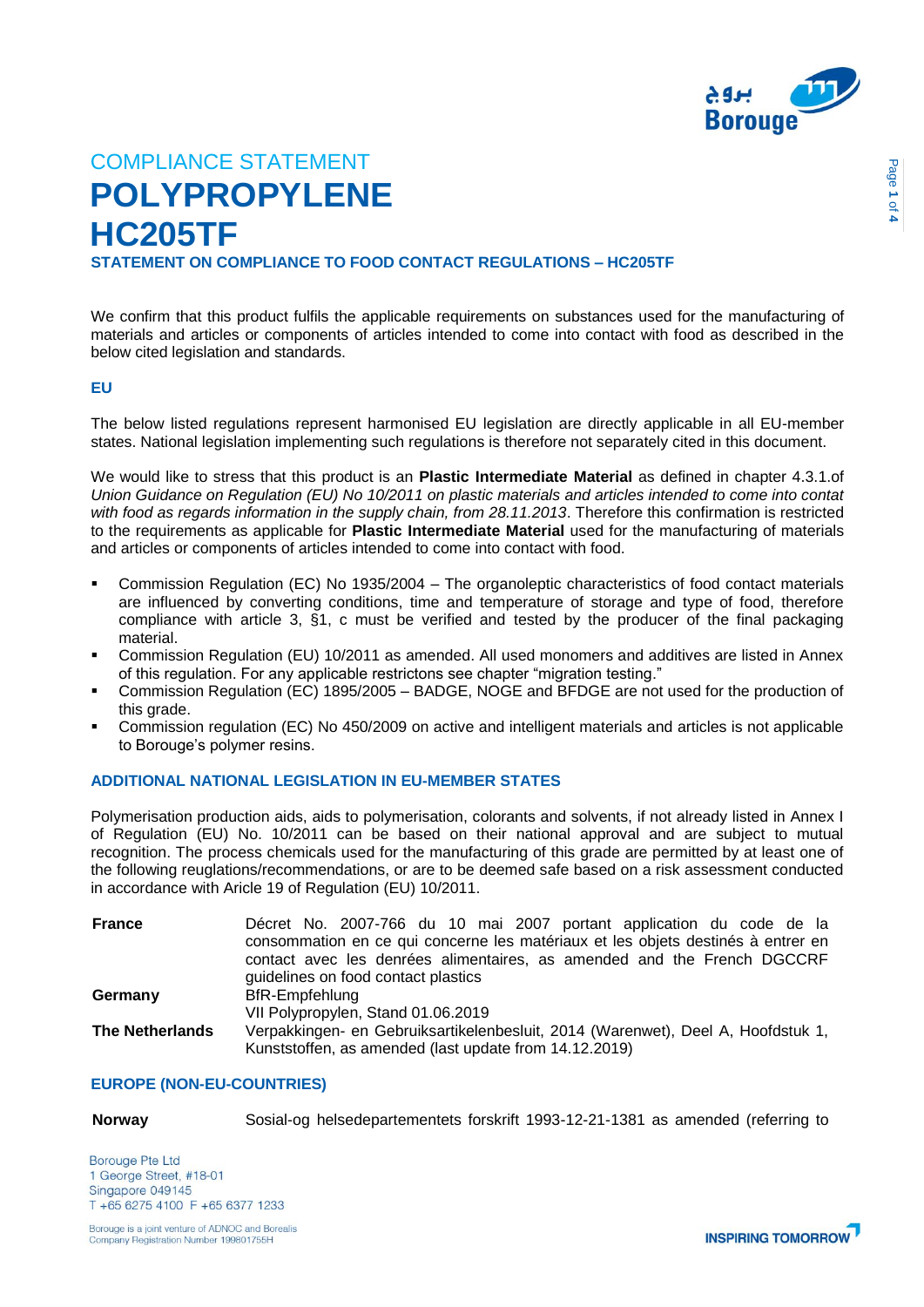COMPLIANCE STATEMENT

# POLYPROPYLENE
# HC205TF

### STATEMENT ON COMPLIANCE TO FOOD CONTACT REGULATIONS – HC205TF

We confirm that this product fulfils the applicable requirements on substances used for the manufacturing of materials and articles or components of articles intended to come into contact with food as described in the below cited legislation and standards.

### EU

The below listed regulations represent harmonised EU legislation are directly applicable in all EU-member states. National legislation implementing such regulations is therefore not separately cited in this document.

We would like to stress that this product is an **Plastic Intermediate Material** as defined in chapter 4.3.1.of *Union Guidance on Regulation (EU) No 10/2011 on plastic materials and articles intended to come into contat with food as regards information in the supply chain, from 28.11.2013*. Therefore this confirmation is restricted to the requirements as applicable for **Plastic Intermediate Material** used for the manufacturing of materials and articles or components of articles intended to come into contact with food.

- Commission Regulation (EC) No 1935/2004 – The organoleptic characteristics of food contact materials are influenced by converting conditions, time and temperature of storage and type of food, therefore compliance with article 3, §1, c must be verified and tested by the producer of the final packaging material.
- Commission Regulation (EU) 10/2011 as amended. All used monomers and additives are listed in Annex of this regulation. For any applicable restrictons see chapter "migration testing."
- Commission Regulation (EC) 1895/2005 – BADGE, NOGE and BFDGE are not used for the production of this grade.
- Commission regulation (EC) No 450/2009 on active and intelligent materials and articles is not applicable to Borouge's polymer resins.

### ADDITIONAL NATIONAL LEGISLATION IN EU-MEMBER STATES

Polymerisation production aids, aids to polymerisation, colorants and solvents, if not already listed in Annex I of Regulation (EU) No. 10/2011 can be based on their national approval and are subject to mutual recognition. The process chemicals used for the manufacturing of this grade are permitted by at least one of the following reuglations/recommendations, or are to be deemed safe based on a risk assessment conducted in accordance with Aricle 19 of Regulation (EU) 10/2011.

| | |
|---|---|
| **France** | Décret No. 2007-766 du 10 mai 2007 portant application du code de la consommation en ce qui concerne les matériaux et les objets destinés à entrer en contact avec les denrées alimentaires, as amended and the French DGCCRF guidelines on food contact plastics |
| **Germany** | BfR-Empfehlung<br>VII Polypropylen, Stand 01.06.2019 |
| **The Netherlands** | Verpakkingen- en Gebruiksartikelenbesluit, 2014 (Warenwet), Deel A, Hoofdstuk 1, Kunststoffen, as amended (last update from 14.12.2019) |

### EUROPE (NON-EU-COUNTRIES)

| | |
|---|---|
| **Norway** | Sosial-og helsedepartementets forskrift 1993-12-21-1381 as amended (referring to |

Borouge Pte Ltd
1 George Street, #18-01
Singapore 049145
T +65 6275 4100 F +65 6377 1233

Borouge is a joint venture of ADNOC and Borealis
Company Registration Number 199801755H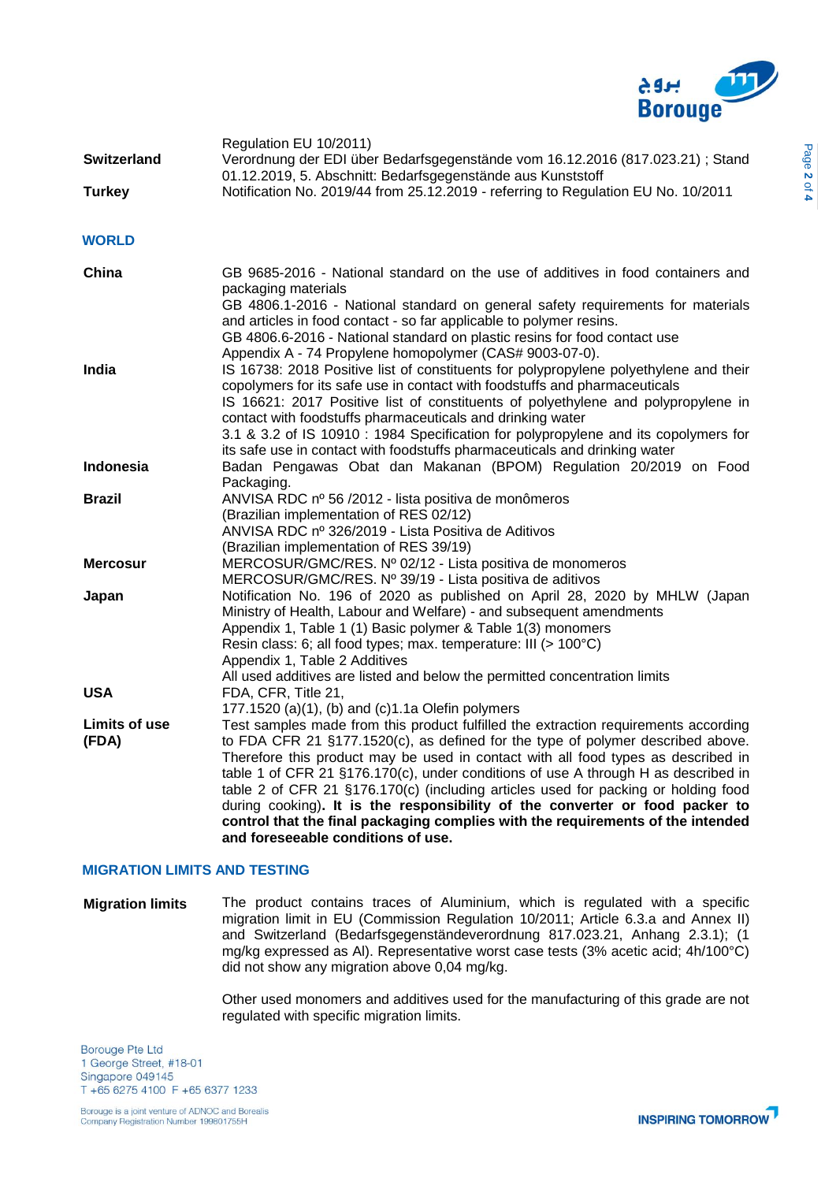| | |
|---|---|
| | Regulation EU 10/2011) |
| **Switzerland** | Verordnung der EDI über Bedarfsgegenstände vom 16.12.2016 (817.023.21) ; Stand 01.12.2019, 5. Abschnitt: Bedarfsgegenstände aus Kunststoff |
| **Turkey** | Notification No. 2019/44 from 25.12.2019 - referring to Regulation EU No. 10/2011 |

## WORLD

| | |
|---|---|
| **China** | GB 9685-2016 - National standard on the use of additives in food containers and packaging materials<br>GB 4806.1-2016 - National standard on general safety requirements for materials and articles in food contact - so far applicable to polymer resins.<br>GB 4806.6-2016 - National standard on plastic resins for food contact use<br>Appendix A - 74 Propylene homopolymer (CAS# 9003-07-0). |
| **India** | IS 16738: 2018 Positive list of constituents for polypropylene polyethylene and their copolymers for its safe use in contact with foodstuffs and pharmaceuticals<br>IS 16621: 2017 Positive list of constituents of polyethylene and polypropylene in contact with foodstuffs pharmaceuticals and drinking water<br>3.1 & 3.2 of IS 10910 : 1984 Specification for polypropylene and its copolymers for its safe use in contact with foodstuffs pharmaceuticals and drinking water |
| **Indonesia** | Badan Pengawas Obat dan Makanan (BPOM) Regulation 20/2019 on Food Packaging. |
| **Brazil** | ANVISA RDC nº 56 /2012 - lista positiva de monômeros<br>(Brazilian implementation of RES 02/12)<br>ANVISA RDC nº 326/2019 - Lista Positiva de Aditivos<br>(Brazilian implementation of RES 39/19) |
| **Mercosur** | MERCOSUR/GMC/RES. Nº 02/12 - Lista positiva de monomeros<br>MERCOSUR/GMC/RES. Nº 39/19 - Lista positiva de aditivos |
| **Japan** | Notification No. 196 of 2020 as published on April 28, 2020 by MHLW (Japan Ministry of Health, Labour and Welfare) - and subsequent amendments<br>Appendix 1, Table 1 (1) Basic polymer & Table 1(3) monomers<br>Resin class: 6; all food types; max. temperature: III (> 100°C)<br>Appendix 1, Table 2 Additives<br>All used additives are listed and below the permitted concentration limits |
| **USA** | FDA, CFR, Title 21,<br>177.1520 (a)(1), (b) and (c)1.1a Olefin polymers |
| **Limits of use (FDA)** | Test samples made from this product fulfilled the extraction requirements according to FDA CFR 21 §177.1520(c), as defined for the type of polymer described above. Therefore this product may be used in contact with all food types as described in table 1 of CFR 21 §176.170(c), under conditions of use A through H as described in table 2 of CFR 21 §176.170(c) (including articles used for packing or holding food during cooking)**. It is the responsibility of the converter or food packer to control that the final packaging complies with the requirements of the intended and foreseeable conditions of use.** |

## MIGRATION LIMITS AND TESTING

| | |
|---|---|
| **Migration limits** | The product contains traces of Aluminium, which is regulated with a specific migration limit in EU (Commission Regulation 10/2011; Article 6.3.a and Annex II) and Switzerland (Bedarfsgegenständeverordnung 817.023.21, Anhang 2.3.1); (1 mg/kg expressed as Al). Representative worst case tests (3% acetic acid; 4h/100°C) did not show any migration above 0,04 mg/kg.<br><br>Other used monomers and additives used for the manufacturing of this grade are not regulated with specific migration limits. |

Borouge Pte Ltd
1 George Street, #18-01
Singapore 049145
T +65 6275 4100 F +65 6377 1233

Borouge is a joint venture of ADNOC and Borealis
Company Registration Number 199801755H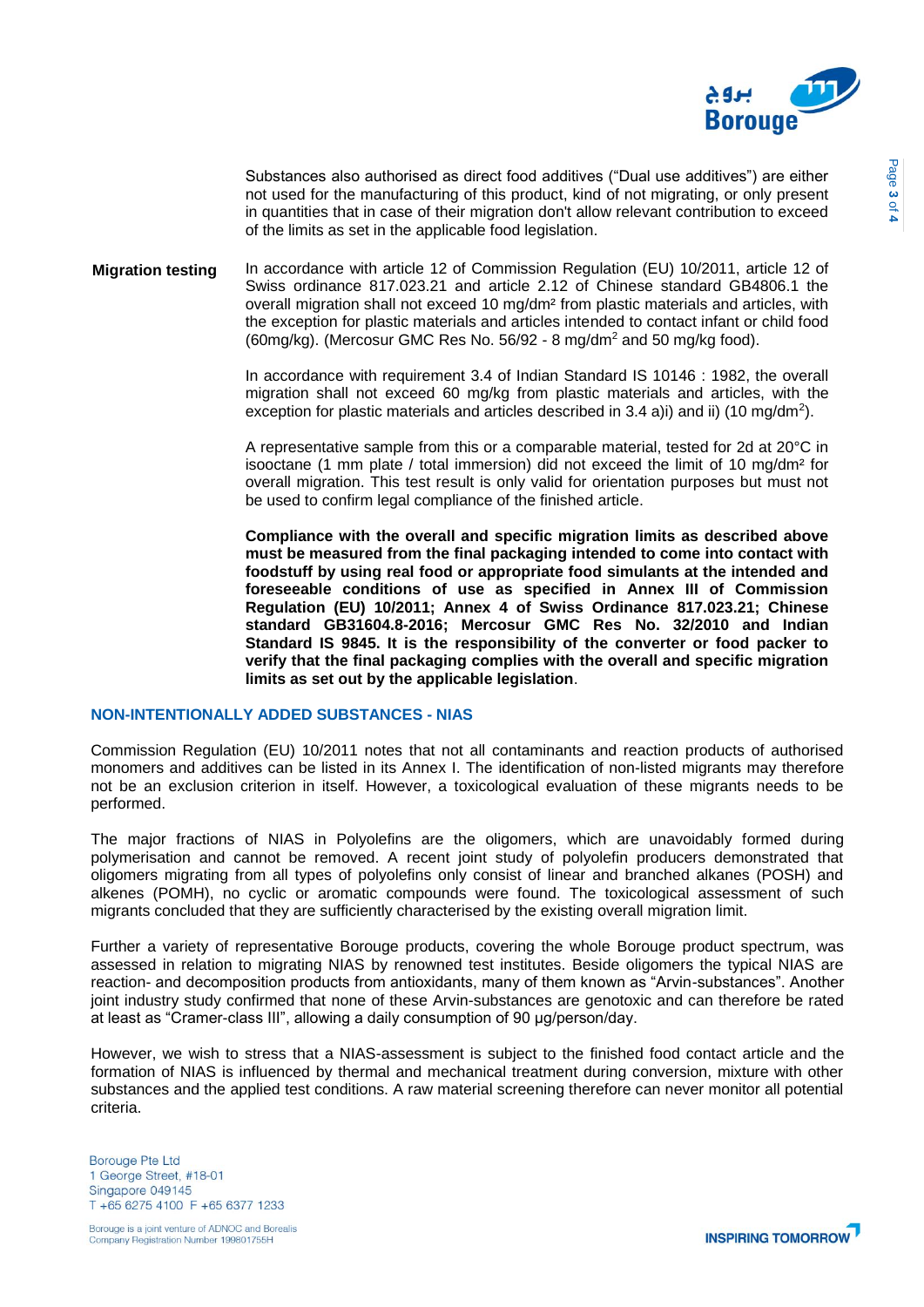Substances also authorised as direct food additives ("Dual use additives") are either not used for the manufacturing of this product, kind of not migrating, or only present in quantities that in case of their migration don't allow relevant contribution to exceed of the limits as set in the applicable food legislation.

**Migration testing**

In accordance with article 12 of Commission Regulation (EU) 10/2011, article 12 of Swiss ordinance 817.023.21 and article 2.12 of Chinese standard GB4806.1 the overall migration shall not exceed 10 mg/dm² from plastic materials and articles, with the exception for plastic materials and articles intended to contact infant or child food (60mg/kg). (Mercosur GMC Res No. 56/92 - 8 mg/dm$^2$ and 50 mg/kg food).

In accordance with requirement 3.4 of Indian Standard IS 10146 : 1982, the overall migration shall not exceed 60 mg/kg from plastic materials and articles, with the exception for plastic materials and articles described in 3.4 a)i) and ii) (10 mg/dm$^2$).

A representative sample from this or a comparable material, tested for 2d at 20°C in isooctane (1 mm plate / total immersion) did not exceed the limit of 10 mg/dm² for overall migration. This test result is only valid for orientation purposes but must not be used to confirm legal compliance of the finished article.

**Compliance with the overall and specific migration limits as described above must be measured from the final packaging intended to come into contact with foodstuff by using real food or appropriate food simulants at the intended and foreseeable conditions of use as specified in Annex III of Commission Regulation (EU) 10/2011; Annex 4 of Swiss Ordinance 817.023.21; Chinese standard GB31604.8-2016; Mercosur GMC Res No. 32/2010 and Indian Standard IS 9845. It is the responsibility of the converter or food packer to verify that the final packaging complies with the overall and specific migration limits as set out by the applicable legislation**.

## NON-INTENTIONALLY ADDED SUBSTANCES - NIAS

Commission Regulation (EU) 10/2011 notes that not all contaminants and reaction products of authorised monomers and additives can be listed in its Annex I. The identification of non-listed migrants may therefore not be an exclusion criterion in itself. However, a toxicological evaluation of these migrants needs to be performed.

The major fractions of NIAS in Polyolefins are the oligomers, which are unavoidably formed during polymerisation and cannot be removed. A recent joint study of polyolefin producers demonstrated that oligomers migrating from all types of polyolefins only consist of linear and branched alkanes (POSH) and alkenes (POMH), no cyclic or aromatic compounds were found. The toxicological assessment of such migrants concluded that they are sufficiently characterised by the existing overall migration limit.

Further a variety of representative Borouge products, covering the whole Borouge product spectrum, was assessed in relation to migrating NIAS by renowned test institutes. Beside oligomers the typical NIAS are reaction- and decomposition products from antioxidants, many of them known as "Arvin-substances". Another joint industry study confirmed that none of these Arvin-substances are genotoxic and can therefore be rated at least as "Cramer-class III", allowing a daily consumption of 90 µg/person/day.

However, we wish to stress that a NIAS-assessment is subject to the finished food contact article and the formation of NIAS is influenced by thermal and mechanical treatment during conversion, mixture with other substances and the applied test conditions. A raw material screening therefore can never monitor all potential criteria.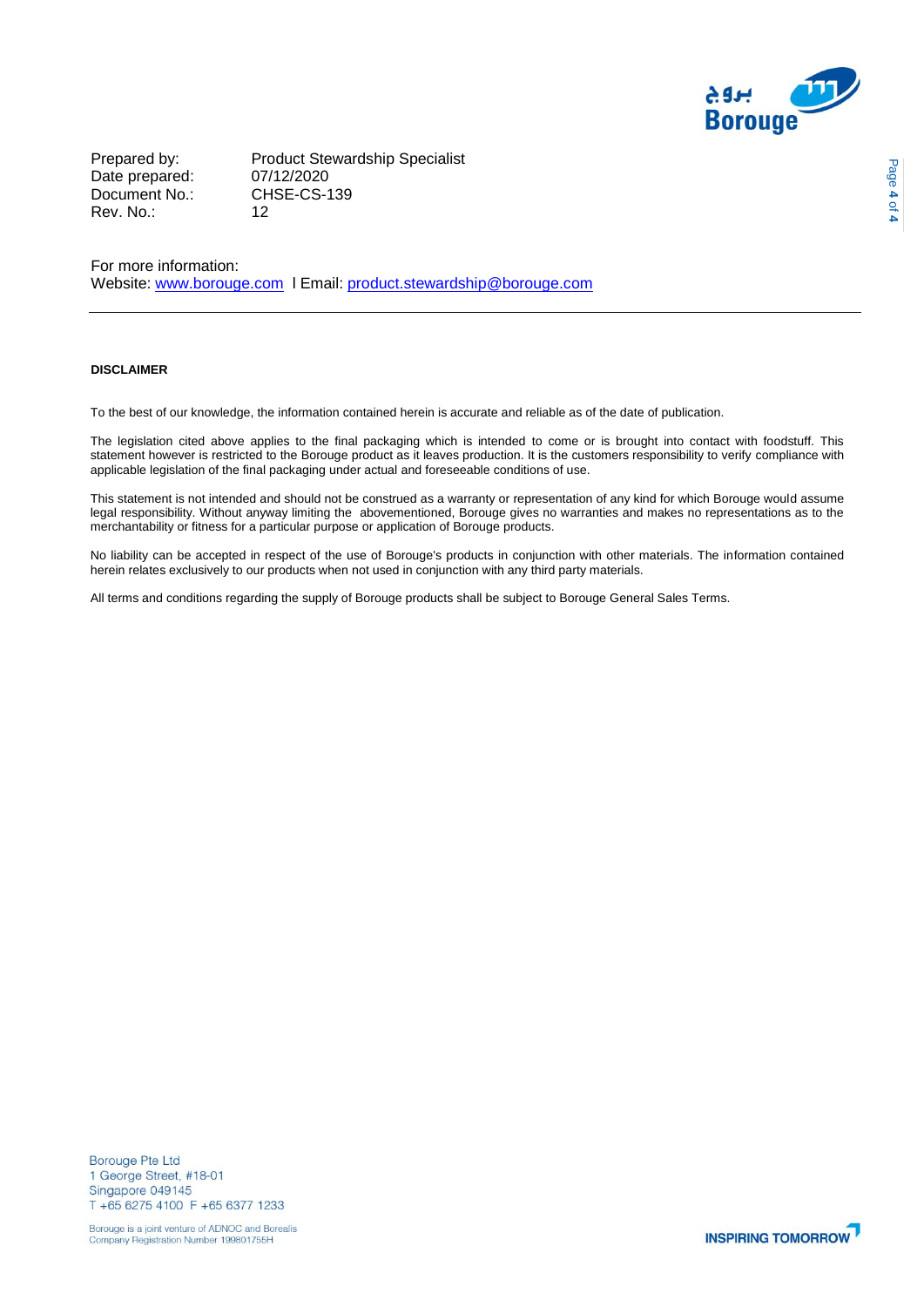| | |
|---|---|
| Prepared by: | Product Stewardship Specialist |
| Date prepared: | 07/12/2020 |
| Document No.: | CHSE-CS-139 |
| Rev. No.: | 12 |

For more information:
Website: www.borouge.com l Email: product.stewardship@borouge.com

---

**DISCLAIMER**

To the best of our knowledge, the information contained herein is accurate and reliable as of the date of publication.

The legislation cited above applies to the final packaging which is intended to come or is brought into contact with foodstuff. This statement however is restricted to the Borouge product as it leaves production. It is the customers responsibility to verify compliance with applicable legislation of the final packaging under actual and foreseeable conditions of use.

This statement is not intended and should not be construed as a warranty or representation of any kind for which Borouge would assume legal responsibility. Without anyway limiting the abovementioned, Borouge gives no warranties and makes no representations as to the merchantability or fitness for a particular purpose or application of Borouge products.

No liability can be accepted in respect of the use of Borouge's products in conjunction with other materials. The information contained herein relates exclusively to our products when not used in conjunction with any third party materials.

All terms and conditions regarding the supply of Borouge products shall be subject to Borouge General Sales Terms.

Borouge Pte Ltd
1 George Street, #18-01
Singapore 049145
T +65 6275 4100 F +65 6377 1233

Borouge is a joint venture of ADNOC and Borealis
Company Registration Number 199801755H